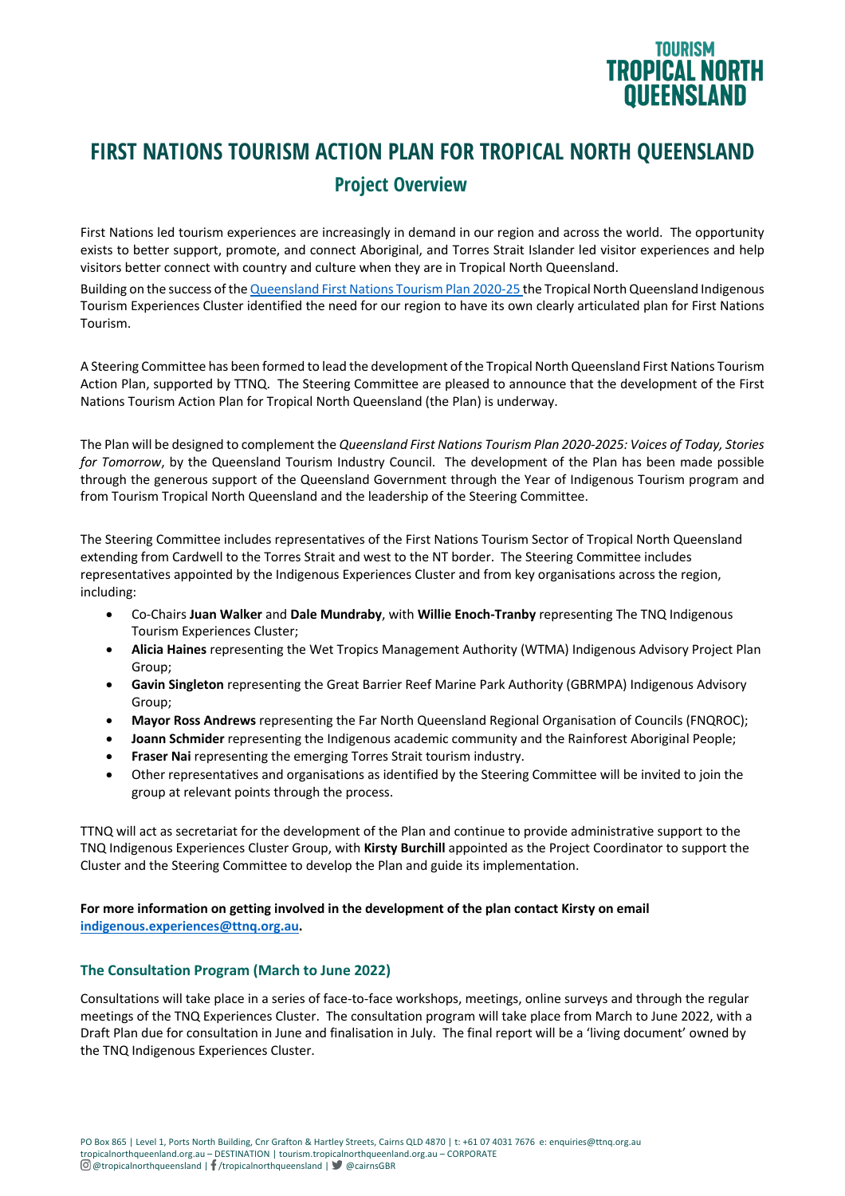# FIRST NATIONS TOURISM ACTION PLAN FOR TROPICAL NORTH QUEENSLAND

## Project Overview

First Nations led tourism experiences are increasingly in demand in our region and across the world. The opportunity exists to better support, promote, and connect Aboriginal, and Torres Strait Islander led visitor experiences and help visitors better connect with country and culture when they are in Tropical North Queensland.

Building on the success of the Queensland First Nations Tourism Plan 2020-25 the Tropical North Queensland Indigenous Tourism Experiences Cluster identified the need for our region to have its own clearly articulated plan for First Nations Tourism.

A Steering Committee has been formed to lead the development of the Tropical North Queensland First Nations Tourism Action Plan, supported by TTNQ. The Steering Committee are pleased to announce that the development of the First Nations Tourism Action Plan for Tropical North Queensland (the Plan) is underway.

The Plan will be designed to complement the *Queensland First Nations Tourism Plan 2020-2025: Voices of Today, Stories for Tomorrow*, by the Queensland Tourism Industry Council. The development of the Plan has been made possible through the generous support of the Queensland Government through the Year of Indigenous Tourism program and from Tourism Tropical North Queensland and the leadership of the Steering Committee.

The Steering Committee includes representatives of the First Nations Tourism Sector of Tropical North Queensland extending from Cardwell to the Torres Strait and west to the NT border. The Steering Committee includes representatives appointed by the Indigenous Experiences Cluster and from key organisations across the region, including:

- Co-Chairs **Juan Walker** and **Dale Mundraby**, with **Willie Enoch-Tranby** representing The TNQ Indigenous Tourism Experiences Cluster;
- **Alicia Haines** representing the Wet Tropics Management Authority (WTMA) Indigenous Advisory Project Plan Group;
- **Gavin Singleton** representing the Great Barrier Reef Marine Park Authority (GBRMPA) Indigenous Advisory Group;
- **Mayor Ross Andrews** representing the Far North Queensland Regional Organisation of Councils (FNQROC);
- **Joann Schmider** representing the Indigenous academic community and the Rainforest Aboriginal People;
- **Fraser Nai** representing the emerging Torres Strait tourism industry.
- Other representatives and organisations as identified by the Steering Committee will be invited to join the group at relevant points through the process.

TTNQ will act as secretariat for the development of the Plan and continue to provide administrative support to the TNQ Indigenous Experiences Cluster Group, with **Kirsty Burchill** appointed as the Project Coordinator to support the Cluster and the Steering Committee to develop the Plan and guide its implementation.

**For more information on getting involved in the development of the plan contact Kirsty on email indigenous.experiences@ttnq.org.au.**

### The Consultation Program (March to June 2022)

Consultations will take place in a series of face-to-face workshops, meetings, online surveys and through the regular meetings of the TNQ Experiences Cluster. The consultation program will take place from March to June 2022, with a Draft Plan due for consultation in June and finalisation in July. The final report will be a 'living document' owned by the TNQ Indigenous Experiences Cluster.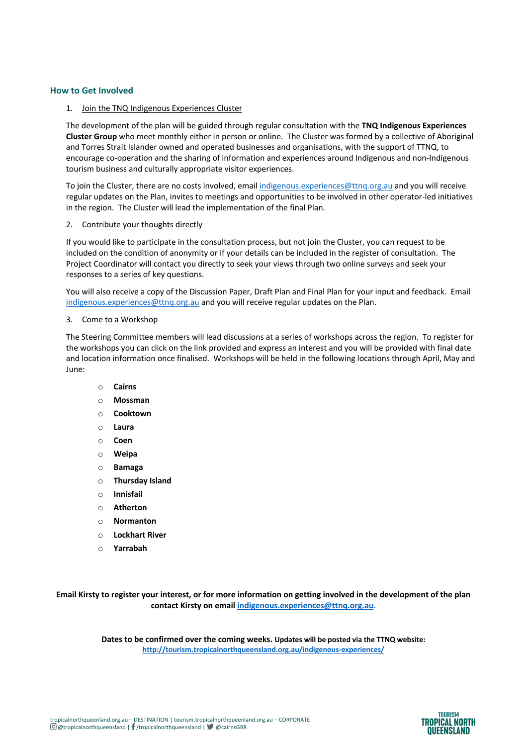## How to Get Involved

1. Join the TNQ Indigenous Experiences Cluster

The development of the plan will be guided through regular consultation with the **TNQ Indigenous Experiences Cluster Group** who meet monthly either in person or online. The Cluster was formed by a collective of Aboriginal and Torres Strait Islander owned and operated businesses and organisations, with the support of TTNQ, to encourage co-operation and the sharing of information and experiences around Indigenous and non-Indigenous tourism business and culturally appropriate visitor experiences.

To join the Cluster, there are no costs involved, email indigenous.experiences@ttnq.org.au and you will receive regular updates on the Plan, invites to meetings and opportunities to be involved in other operator-led initiatives in the region. The Cluster will lead the implementation of the final Plan.

2. Contribute your thoughts directly

If you would like to participate in the consultation process, but not join the Cluster, you can request to be included on the condition of anonymity or if your details can be included in the register of consultation. The Project Coordinator will contact you directly to seek your views through two online surveys and seek your responses to a series of key questions.

You will also receive a copy of the Discussion Paper, Draft Plan and Final Plan for your input and feedback. Email indigenous.experiences@ttnq.org.au and you will receive regular updates on the Plan.

3. Come to a Workshop

The Steering Committee members will lead discussions at a series of workshops across the region. To register for the workshops you can click on the link provided and express an interest and you will be provided with final date and location information once finalised. Workshops will be held in the following locations through April, May and June:

- **Cairns**
- **Mossman**
- **Cooktown**
- **Laura**
- **Coen**
- **Weipa**
- **Bamaga**
- **Thursday Island**
- **Innisfail**
- **Atherton**
- **Normanton**
- **Lockhart River**
- **Yarrabah**

**Email Kirsty to register your interest, or for more information on getting involved in the development of the plan contact Kirsty on email indigenous.experiences@ttnq.org.au.**

**Dates to be confirmed over the coming weeks. Updates will be posted via the TTNQ website: http://tourism.tropicalnorthqueensland.org.au/indigenous-experiences/**